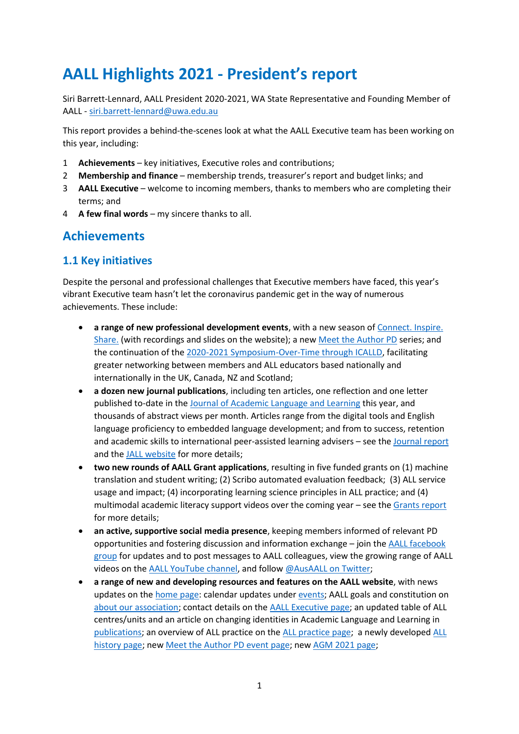# AALL Highlights 2021 - President's report

Siri Barrett-Lennard, AALL President 2020-2021, WA State Representative and Founding Member of AALL - siri.barrett-lennard@uwa.edu.au

This report provides a behind-the-scenes look at what the AALL Executive team has been working on this year, including:

1 **Achievements** – key initiatives, Executive roles and contributions;
2 **Membership and finance** – membership trends, treasurer's report and budget links; and
3 **AALL Executive** – welcome to incoming members, thanks to members who are completing their terms; and
4 **A few final words** – my sincere thanks to all.

## Achievements

### 1.1 Key initiatives

Despite the personal and professional challenges that Executive members have faced, this year's vibrant Executive team hasn't let the coronavirus pandemic get in the way of numerous achievements. These include:

- **a range of new professional development events**, with a new season of Connect. Inspire. Share. (with recordings and slides on the website); a new Meet the Author PD series; and the continuation of the 2020-2021 Symposium-Over-Time through ICALLD, facilitating greater networking between members and ALL educators based nationally and internationally in the UK, Canada, NZ and Scotland;
- **a dozen new journal publications**, including ten articles, one reflection and one letter published to-date in the Journal of Academic Language and Learning this year, and thousands of abstract views per month. Articles range from the digital tools and English language proficiency to embedded language development; and from to success, retention and academic skills to international peer-assisted learning advisers – see the Journal report and the JALL website for more details;
- **two new rounds of AALL Grant applications**, resulting in five funded grants on (1) machine translation and student writing; (2) Scribo automated evaluation feedback; (3) ALL service usage and impact; (4) incorporating learning science principles in ALL practice; and (4) multimodal academic literacy support videos over the coming year – see the Grants report for more details;
- **an active, supportive social media presence**, keeping members informed of relevant PD opportunities and fostering discussion and information exchange – join the AALL facebook group for updates and to post messages to AALL colleagues, view the growing range of AALL videos on the AALL YouTube channel, and follow @AusAALL on Twitter;
- **a range of new and developing resources and features on the AALL website**, with news updates on the home page: calendar updates under events; AALL goals and constitution on about our association; contact details on the AALL Executive page; an updated table of ALL centres/units and an article on changing identities in Academic Language and Learning in publications; an overview of ALL practice on the ALL practice page; a newly developed ALL history page; new Meet the Author PD event page; new AGM 2021 page;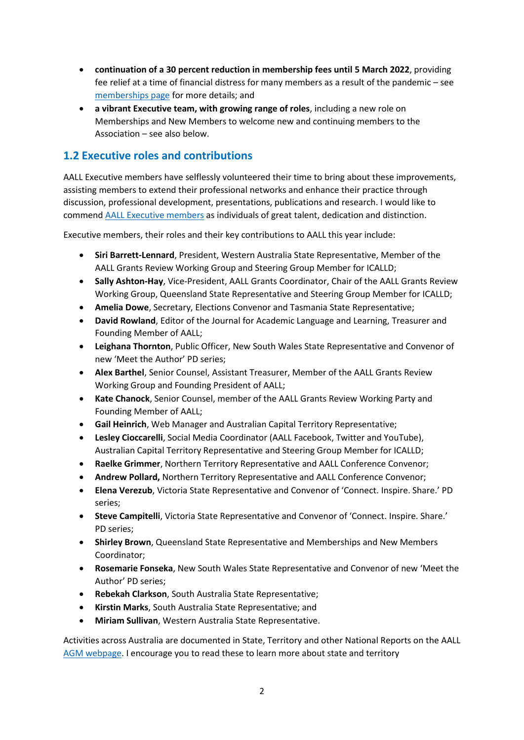- **continuation of a 30 percent reduction in membership fees until 5 March 2022**, providing fee relief at a time of financial distress for many members as a result of the pandemic – see memberships page for more details; and
- **a vibrant Executive team, with growing range of roles**, including a new role on Memberships and New Members to welcome new and continuing members to the Association – see also below.

## 1.2 Executive roles and contributions

AALL Executive members have selflessly volunteered their time to bring about these improvements, assisting members to extend their professional networks and enhance their practice through discussion, professional development, presentations, publications and research. I would like to commend AALL Executive members as individuals of great talent, dedication and distinction.

Executive members, their roles and their key contributions to AALL this year include:

- **Siri Barrett-Lennard**, President, Western Australia State Representative, Member of the AALL Grants Review Working Group and Steering Group Member for ICALLD;
- **Sally Ashton-Hay**, Vice-President, AALL Grants Coordinator, Chair of the AALL Grants Review Working Group, Queensland State Representative and Steering Group Member for ICALLD;
- **Amelia Dowe**, Secretary, Elections Convenor and Tasmania State Representative;
- **David Rowland**, Editor of the Journal for Academic Language and Learning, Treasurer and Founding Member of AALL;
- **Leighana Thornton**, Public Officer, New South Wales State Representative and Convenor of new 'Meet the Author' PD series;
- **Alex Barthel**, Senior Counsel, Assistant Treasurer, Member of the AALL Grants Review Working Group and Founding President of AALL;
- **Kate Chanock**, Senior Counsel, member of the AALL Grants Review Working Party and Founding Member of AALL;
- **Gail Heinrich**, Web Manager and Australian Capital Territory Representative;
- **Lesley Cioccarelli**, Social Media Coordinator (AALL Facebook, Twitter and YouTube), Australian Capital Territory Representative and Steering Group Member for ICALLD;
- **Raelke Grimmer**, Northern Territory Representative and AALL Conference Convenor;
- **Andrew Pollard,** Northern Territory Representative and AALL Conference Convenor;
- **Elena Verezub**, Victoria State Representative and Convenor of 'Connect. Inspire. Share.' PD series;
- **Steve Campitelli**, Victoria State Representative and Convenor of 'Connect. Inspire. Share.' PD series;
- **Shirley Brown**, Queensland State Representative and Memberships and New Members Coordinator;
- **Rosemarie Fonseka**, New South Wales State Representative and Convenor of new 'Meet the Author' PD series;
- **Rebekah Clarkson**, South Australia State Representative;
- **Kirstin Marks**, South Australia State Representative; and
- **Miriam Sullivan**, Western Australia State Representative.

Activities across Australia are documented in State, Territory and other National Reports on the AALL AGM webpage. I encourage you to read these to learn more about state and territory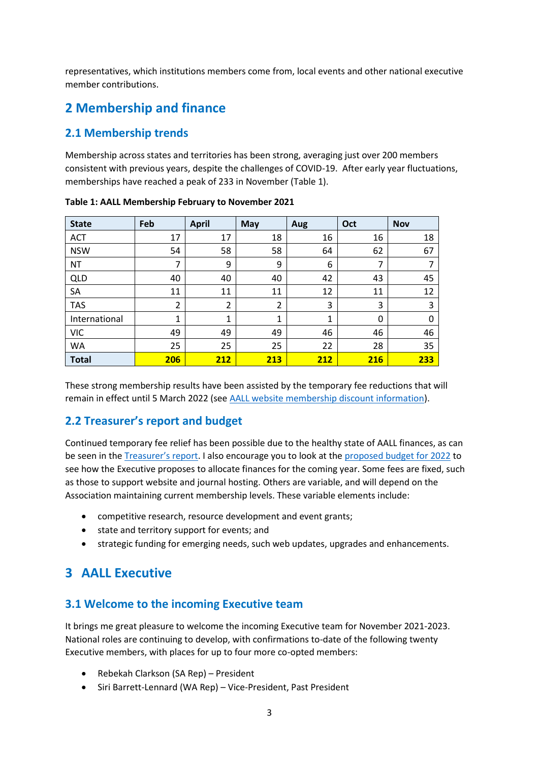representatives, which institutions members come from, local events and other national executive member contributions.

# 2 Membership and finance

## 2.1 Membership trends

Membership across states and territories has been strong, averaging just over 200 members consistent with previous years, despite the challenges of COVID-19. After early year fluctuations, memberships have reached a peak of 233 in November (Table 1).

**Table 1: AALL Membership February to November 2021**

| State | Feb | April | May | Aug | Oct | Nov |
|---|---|---|---|---|---|---|
| ACT | 17 | 17 | 18 | 16 | 16 | 18 |
| NSW | 54 | 58 | 58 | 64 | 62 | 67 |
| NT | 7 | 9 | 9 | 6 | 7 | 7 |
| QLD | 40 | 40 | 40 | 42 | 43 | 45 |
| SA | 11 | 11 | 11 | 12 | 11 | 12 |
| TAS | 2 | 2 | 2 | 3 | 3 | 3 |
| International | 1 | 1 | 1 | 1 | 0 | 0 |
| VIC | 49 | 49 | 49 | 46 | 46 | 46 |
| WA | 25 | 25 | 25 | 22 | 28 | 35 |
| **Total** | **206** | **212** | **213** | **212** | **216** | **233** |

These strong membership results have been assisted by the temporary fee reductions that will remain in effect until 5 March 2022 (see AALL website membership discount information).

## 2.2 Treasurer's report and budget

Continued temporary fee relief has been possible due to the healthy state of AALL finances, as can be seen in the Treasurer's report. I also encourage you to look at the proposed budget for 2022 to see how the Executive proposes to allocate finances for the coming year. Some fees are fixed, such as those to support website and journal hosting. Others are variable, and will depend on the Association maintaining current membership levels. These variable elements include:

- competitive research, resource development and event grants;
- state and territory support for events; and
- strategic funding for emerging needs, such web updates, upgrades and enhancements.

# 3 AALL Executive

## 3.1 Welcome to the incoming Executive team

It brings me great pleasure to welcome the incoming Executive team for November 2021-2023. National roles are continuing to develop, with confirmations to-date of the following twenty Executive members, with places for up to four more co-opted members:

- Rebekah Clarkson (SA Rep) – President
- Siri Barrett-Lennard (WA Rep) – Vice-President, Past President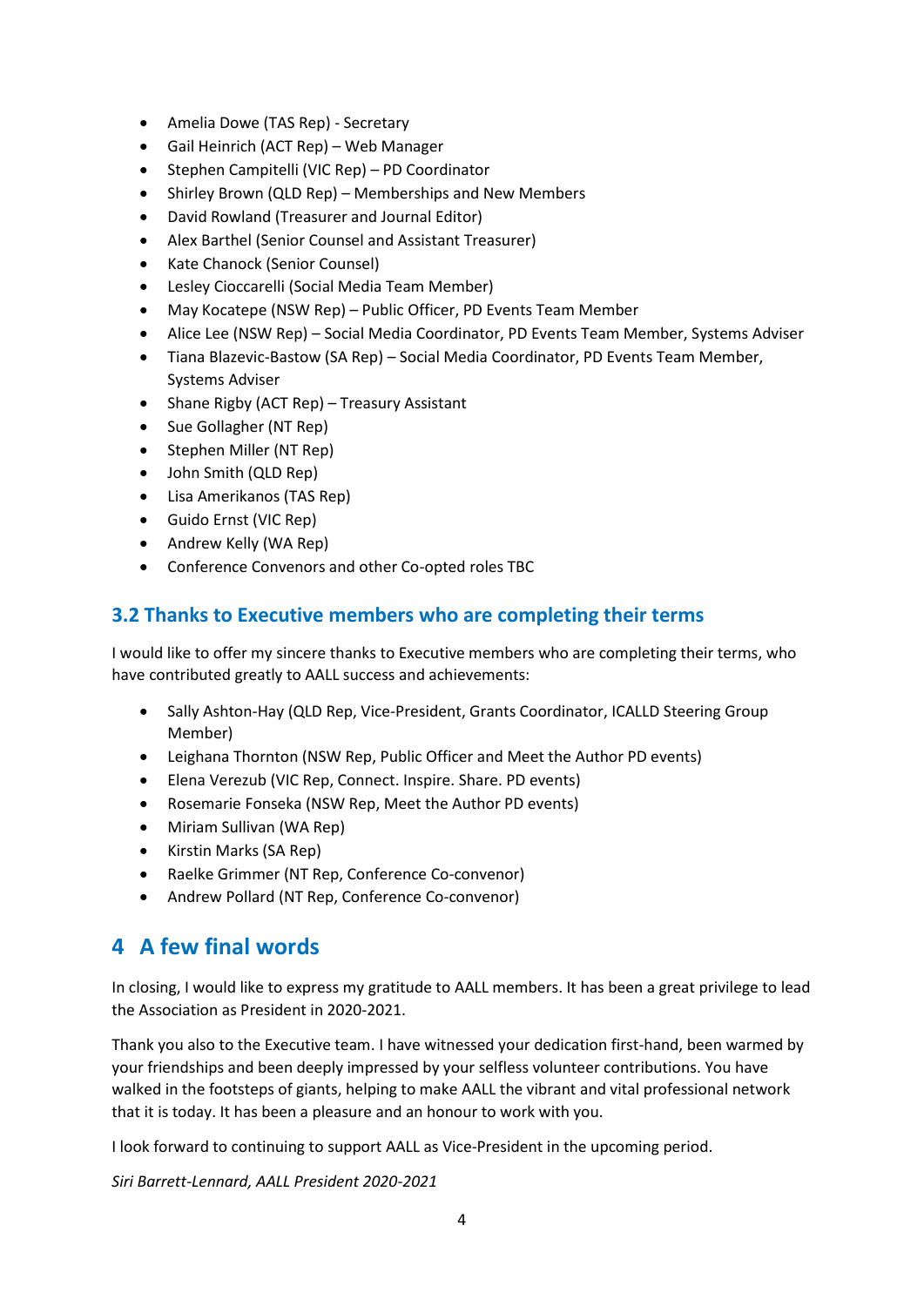- Amelia Dowe (TAS Rep) - Secretary
- Gail Heinrich (ACT Rep) – Web Manager
- Stephen Campitelli (VIC Rep) – PD Coordinator
- Shirley Brown (QLD Rep) – Memberships and New Members
- David Rowland (Treasurer and Journal Editor)
- Alex Barthel (Senior Counsel and Assistant Treasurer)
- Kate Chanock (Senior Counsel)
- Lesley Cioccarelli (Social Media Team Member)
- May Kocatepe (NSW Rep) – Public Officer, PD Events Team Member
- Alice Lee (NSW Rep) – Social Media Coordinator, PD Events Team Member, Systems Adviser
- Tiana Blazevic-Bastow (SA Rep) – Social Media Coordinator, PD Events Team Member, Systems Adviser
- Shane Rigby (ACT Rep) – Treasury Assistant
- Sue Gollagher (NT Rep)
- Stephen Miller (NT Rep)
- John Smith (QLD Rep)
- Lisa Amerikanos (TAS Rep)
- Guido Ernst (VIC Rep)
- Andrew Kelly (WA Rep)
- Conference Convenors and other Co-opted roles TBC

## 3.2 Thanks to Executive members who are completing their terms

I would like to offer my sincere thanks to Executive members who are completing their terms, who have contributed greatly to AALL success and achievements:

- Sally Ashton-Hay (QLD Rep, Vice-President, Grants Coordinator, ICALLD Steering Group Member)
- Leighana Thornton (NSW Rep, Public Officer and Meet the Author PD events)
- Elena Verezub (VIC Rep, Connect. Inspire. Share. PD events)
- Rosemarie Fonseka (NSW Rep, Meet the Author PD events)
- Miriam Sullivan (WA Rep)
- Kirstin Marks (SA Rep)
- Raelke Grimmer (NT Rep, Conference Co-convenor)
- Andrew Pollard (NT Rep, Conference Co-convenor)

# 4 A few final words

In closing, I would like to express my gratitude to AALL members. It has been a great privilege to lead the Association as President in 2020-2021.

Thank you also to the Executive team. I have witnessed your dedication first-hand, been warmed by your friendships and been deeply impressed by your selfless volunteer contributions. You have walked in the footsteps of giants, helping to make AALL the vibrant and vital professional network that it is today. It has been a pleasure and an honour to work with you.

I look forward to continuing to support AALL as Vice-President in the upcoming period.

*Siri Barrett-Lennard, AALL President 2020-2021*